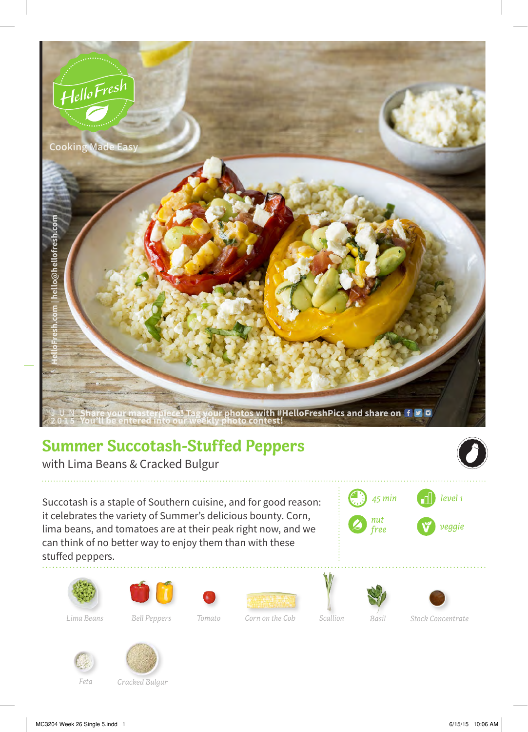HelloFresh

Cooking Made Easy

HelloFresh.com | hello@hellofresh.com

JUN 2015 Share your masterpiece! Tag your photos with #HelloFreshPics and share on
You'll be entered into our weekly photo contest!

# Summer Succotash-Stuffed Peppers

with Lima Beans & Cracked Bulgur

Succotash is a staple of Southern cuisine, and for good reason: it celebrates the variety of Summer's delicious bounty. Corn, lima beans, and tomatoes are at their peak right now, and we can think of no better way to enjoy them than with these stuffed peppers.

45 min

level 1

nut free

veggie

Lima Beans

Bell Peppers

Tomato

Corn on the Cob

Scallion

Basil

Stock Concentrate

Feta

Cracked Bulgur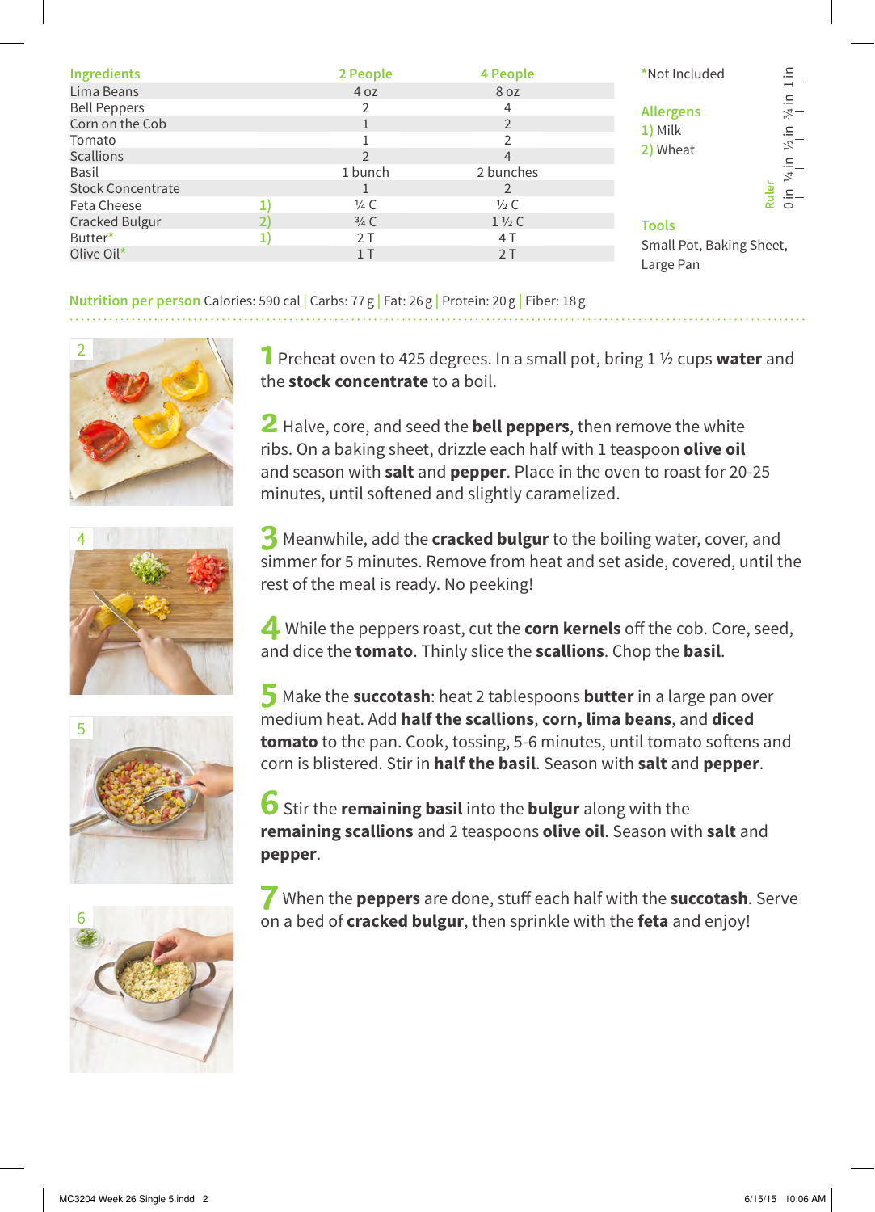| Ingredients | | 2 People | 4 People |
|---|---|---|---|
| Lima Beans | | 4 oz | 8 oz |
| Bell Peppers | | 2 | 4 |
| Corn on the Cob | | 1 | 2 |
| Tomato | | 1 | 2 |
| Scallions | | 2 | 4 |
| Basil | | 1 bunch | 2 bunches |
| Stock Concentrate | | 1 | 2 |
| Feta Cheese | 1) | ¼ C | ½ C |
| Cracked Bulgur | 2) | ¾ C | 1 ½ C |
| Butter* | 1) | 2 T | 4 T |
| Olive Oil* | | 1 T | 2 T |

*Not Included

**Allergens**
1) Milk
2) Wheat

Ruler
0 in ¼ in ½ in ¾ in 1 in

**Tools**
Small Pot, Baking Sheet, Large Pan

**Nutrition per person** Calories: 590 cal | Carbs: 77 g | Fat: 26 g | Protein: 20 g | Fiber: 18 g

2

4

5

6

**1** Preheat oven to 425 degrees. In a small pot, bring 1 ½ cups **water** and the **stock concentrate** to a boil.

**2** Halve, core, and seed the **bell peppers**, then remove the white ribs. On a baking sheet, drizzle each half with 1 teaspoon **olive oil** and season with **salt** and **pepper**. Place in the oven to roast for 20-25 minutes, until softened and slightly caramelized.

**3** Meanwhile, add the **cracked bulgur** to the boiling water, cover, and simmer for 5 minutes. Remove from heat and set aside, covered, until the rest of the meal is ready. No peeking!

**4** While the peppers roast, cut the **corn kernels** off the cob. Core, seed, and dice the **tomato**. Thinly slice the **scallions**. Chop the **basil**.

**5** Make the **succotash**: heat 2 tablespoons **butter** in a large pan over medium heat. Add **half the scallions**, **corn, lima beans**, and **diced tomato** to the pan. Cook, tossing, 5-6 minutes, until tomato softens and corn is blistered. Stir in **half the basil**. Season with **salt** and **pepper**.

**6** Stir the **remaining basil** into the **bulgur** along with the **remaining scallions** and 2 teaspoons **olive oil**. Season with **salt** and **pepper**.

**7** When the **peppers** are done, stuff each half with the **succotash**. Serve on a bed of **cracked bulgur**, then sprinkle with the **feta** and enjoy!